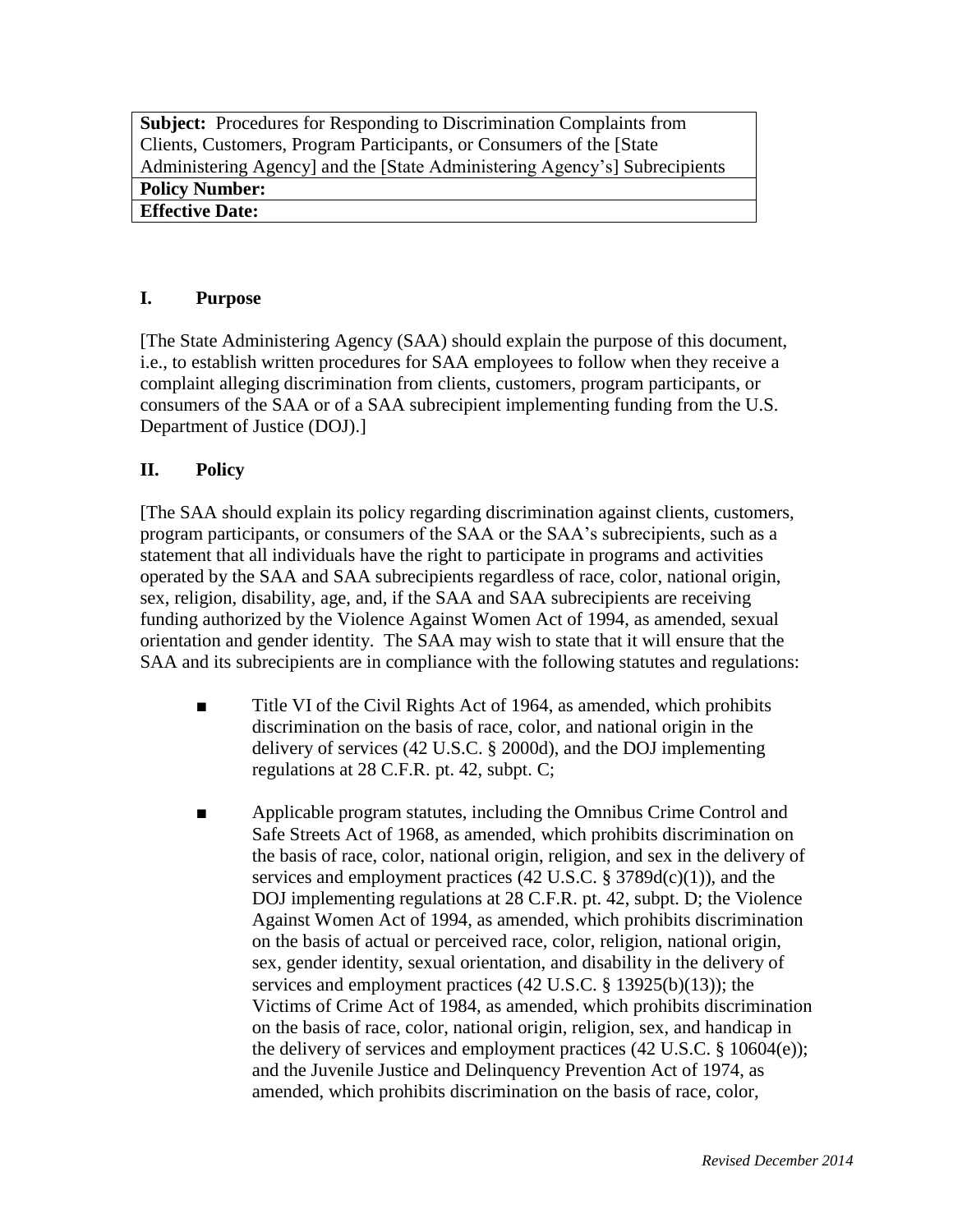| **Subject:** Procedures for Responding to Discrimination Complaints from Clients, Customers, Program Participants, or Consumers of the [State Administering Agency] and the [State Administering Agency's] Subrecipients |
|---|
| **Policy Number:** |
| **Effective Date:** |

## I. Purpose

[The State Administering Agency (SAA) should explain the purpose of this document, i.e., to establish written procedures for SAA employees to follow when they receive a complaint alleging discrimination from clients, customers, program participants, or consumers of the SAA or of a SAA subrecipient implementing funding from the U.S. Department of Justice (DOJ).]

## II. Policy

[The SAA should explain its policy regarding discrimination against clients, customers, program participants, or consumers of the SAA or the SAA's subrecipients, such as a statement that all individuals have the right to participate in programs and activities operated by the SAA and SAA subrecipients regardless of race, color, national origin, sex, religion, disability, age, and, if the SAA and SAA subrecipients are receiving funding authorized by the Violence Against Women Act of 1994, as amended, sexual orientation and gender identity. The SAA may wish to state that it will ensure that the SAA and its subrecipients are in compliance with the following statutes and regulations:

- Title VI of the Civil Rights Act of 1964, as amended, which prohibits discrimination on the basis of race, color, and national origin in the delivery of services (42 U.S.C. § 2000d), and the DOJ implementing regulations at 28 C.F.R. pt. 42, subpt. C;

- Applicable program statutes, including the Omnibus Crime Control and Safe Streets Act of 1968, as amended, which prohibits discrimination on the basis of race, color, national origin, religion, and sex in the delivery of services and employment practices (42 U.S.C. § 3789d(c)(1)), and the DOJ implementing regulations at 28 C.F.R. pt. 42, subpt. D; the Violence Against Women Act of 1994, as amended, which prohibits discrimination on the basis of actual or perceived race, color, religion, national origin, sex, gender identity, sexual orientation, and disability in the delivery of services and employment practices (42 U.S.C. § 13925(b)(13)); the Victims of Crime Act of 1984, as amended, which prohibits discrimination on the basis of race, color, national origin, religion, sex, and handicap in the delivery of services and employment practices (42 U.S.C. § 10604(e)); and the Juvenile Justice and Delinquency Prevention Act of 1974, as amended, which prohibits discrimination on the basis of race, color,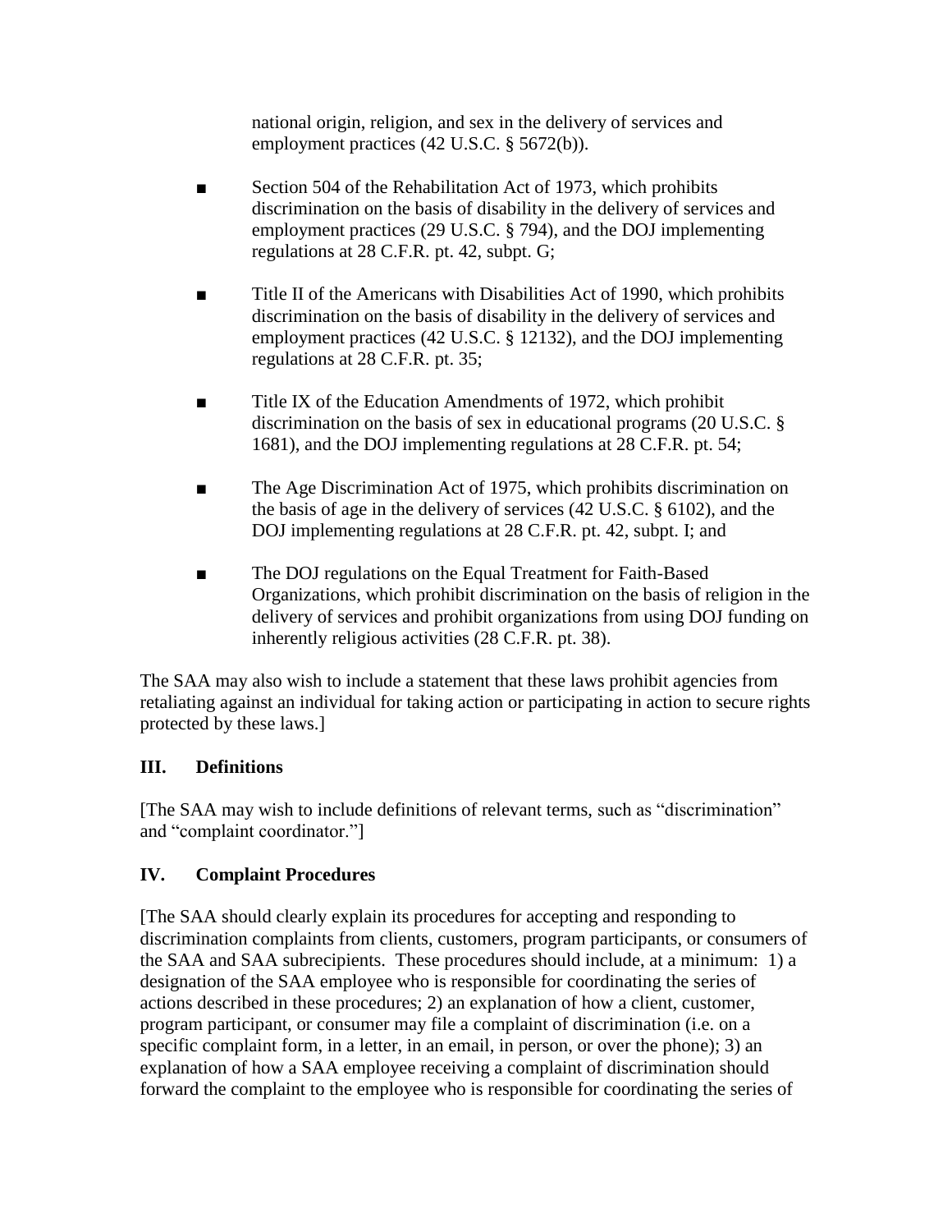national origin, religion, and sex in the delivery of services and employment practices (42 U.S.C. § 5672(b)).

- Section 504 of the Rehabilitation Act of 1973, which prohibits discrimination on the basis of disability in the delivery of services and employment practices (29 U.S.C. § 794), and the DOJ implementing regulations at 28 C.F.R. pt. 42, subpt. G;

- Title II of the Americans with Disabilities Act of 1990, which prohibits discrimination on the basis of disability in the delivery of services and employment practices (42 U.S.C. § 12132), and the DOJ implementing regulations at 28 C.F.R. pt. 35;

- Title IX of the Education Amendments of 1972, which prohibit discrimination on the basis of sex in educational programs (20 U.S.C. § 1681), and the DOJ implementing regulations at 28 C.F.R. pt. 54;

- The Age Discrimination Act of 1975, which prohibits discrimination on the basis of age in the delivery of services (42 U.S.C. § 6102), and the DOJ implementing regulations at 28 C.F.R. pt. 42, subpt. I; and

- The DOJ regulations on the Equal Treatment for Faith-Based Organizations, which prohibit discrimination on the basis of religion in the delivery of services and prohibit organizations from using DOJ funding on inherently religious activities (28 C.F.R. pt. 38).

The SAA may also wish to include a statement that these laws prohibit agencies from retaliating against an individual for taking action or participating in action to secure rights protected by these laws.]

## III. Definitions

[The SAA may wish to include definitions of relevant terms, such as "discrimination" and "complaint coordinator."]

## IV. Complaint Procedures

[The SAA should clearly explain its procedures for accepting and responding to discrimination complaints from clients, customers, program participants, or consumers of the SAA and SAA subrecipients. These procedures should include, at a minimum: 1) a designation of the SAA employee who is responsible for coordinating the series of actions described in these procedures; 2) an explanation of how a client, customer, program participant, or consumer may file a complaint of discrimination (i.e. on a specific complaint form, in a letter, in an email, in person, or over the phone); 3) an explanation of how a SAA employee receiving a complaint of discrimination should forward the complaint to the employee who is responsible for coordinating the series of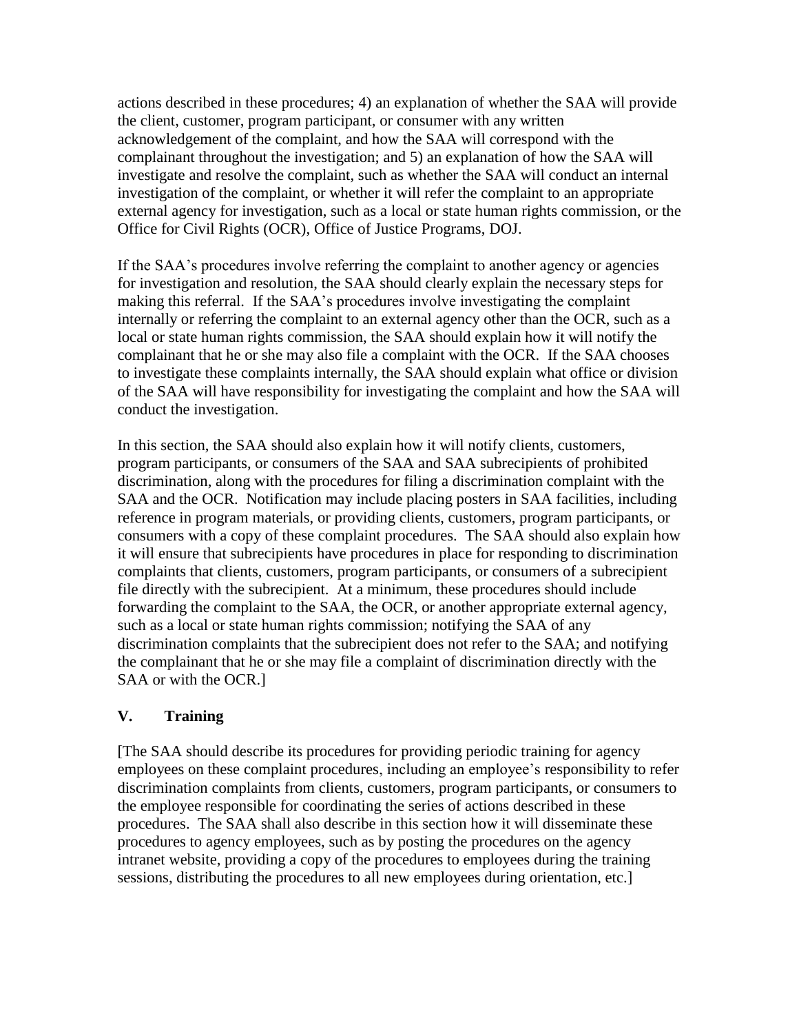actions described in these procedures; 4) an explanation of whether the SAA will provide the client, customer, program participant, or consumer with any written acknowledgement of the complaint, and how the SAA will correspond with the complainant throughout the investigation; and 5) an explanation of how the SAA will investigate and resolve the complaint, such as whether the SAA will conduct an internal investigation of the complaint, or whether it will refer the complaint to an appropriate external agency for investigation, such as a local or state human rights commission, or the Office for Civil Rights (OCR), Office of Justice Programs, DOJ.

If the SAA's procedures involve referring the complaint to another agency or agencies for investigation and resolution, the SAA should clearly explain the necessary steps for making this referral. If the SAA's procedures involve investigating the complaint internally or referring the complaint to an external agency other than the OCR, such as a local or state human rights commission, the SAA should explain how it will notify the complainant that he or she may also file a complaint with the OCR. If the SAA chooses to investigate these complaints internally, the SAA should explain what office or division of the SAA will have responsibility for investigating the complaint and how the SAA will conduct the investigation.

In this section, the SAA should also explain how it will notify clients, customers, program participants, or consumers of the SAA and SAA subrecipients of prohibited discrimination, along with the procedures for filing a discrimination complaint with the SAA and the OCR. Notification may include placing posters in SAA facilities, including reference in program materials, or providing clients, customers, program participants, or consumers with a copy of these complaint procedures. The SAA should also explain how it will ensure that subrecipients have procedures in place for responding to discrimination complaints that clients, customers, program participants, or consumers of a subrecipient file directly with the subrecipient. At a minimum, these procedures should include forwarding the complaint to the SAA, the OCR, or another appropriate external agency, such as a local or state human rights commission; notifying the SAA of any discrimination complaints that the subrecipient does not refer to the SAA; and notifying the complainant that he or she may file a complaint of discrimination directly with the SAA or with the OCR.]

## V. Training

[The SAA should describe its procedures for providing periodic training for agency employees on these complaint procedures, including an employee's responsibility to refer discrimination complaints from clients, customers, program participants, or consumers to the employee responsible for coordinating the series of actions described in these procedures. The SAA shall also describe in this section how it will disseminate these procedures to agency employees, such as by posting the procedures on the agency intranet website, providing a copy of the procedures to employees during the training sessions, distributing the procedures to all new employees during orientation, etc.]